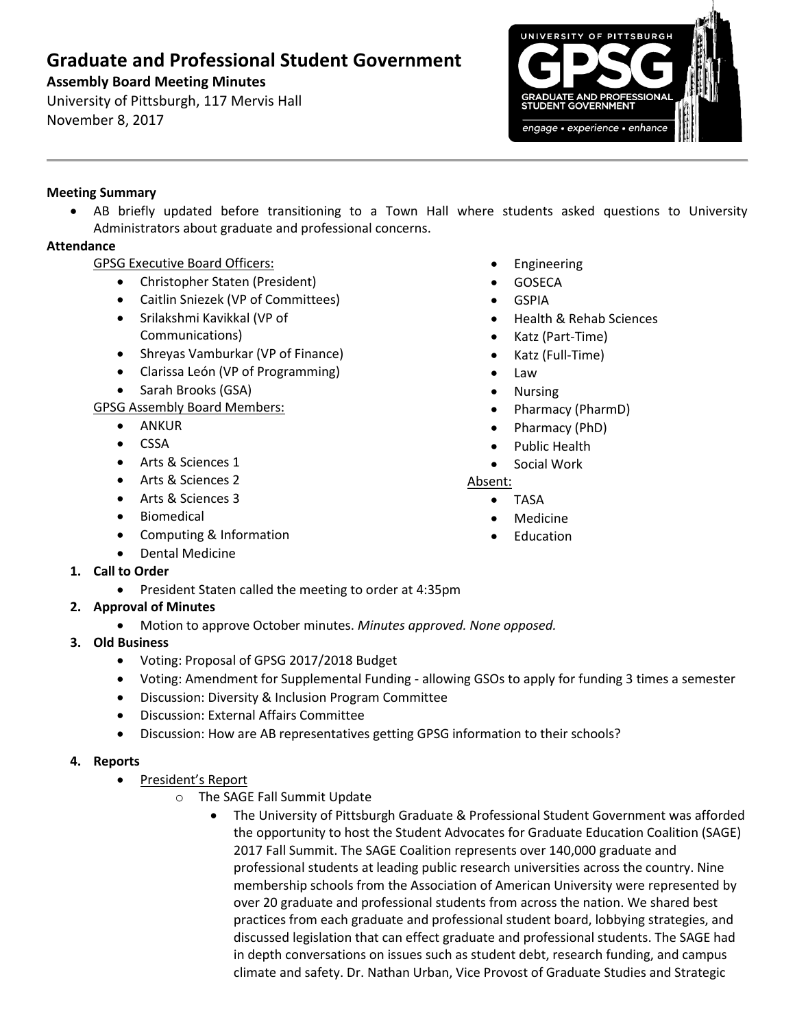# Graduate and Professional Student Government

**Assembly Board Meeting Minutes**

University of Pittsburgh, 117 Mervis Hall

November 8, 2017

**Meeting Summary**

- AB briefly updated before transitioning to a Town Hall where students asked questions to University Administrators about graduate and professional concerns.

**Attendance**

GPSG Executive Board Officers:

- Christopher Staten (President)
- Caitlin Sniezek (VP of Committees)
- Srilakshmi Kavikkal (VP of Communications)
- Shreyas Vamburkar (VP of Finance)
- Clarissa León (VP of Programming)
- Sarah Brooks (GSA)

GPSG Assembly Board Members:

- ANKUR
- CSSA
- Arts & Sciences 1
- Arts & Sciences 2
- Arts & Sciences 3
- Biomedical
- Computing & Information
- Dental Medicine
- Engineering
- GOSECA
- GSPIA
- Health & Rehab Sciences
- Katz (Part-Time)
- Katz (Full-Time)
- Law
- Nursing
- Pharmacy (PharmD)
- Pharmacy (PhD)
- Public Health
- Social Work

Absent:

- TASA
- Medicine
- Education

1. **Call to Order**
   - President Staten called the meeting to order at 4:35pm
2. **Approval of Minutes**
   - Motion to approve October minutes. *Minutes approved. None opposed.*
3. **Old Business**
   - Voting: Proposal of GPSG 2017/2018 Budget
   - Voting: Amendment for Supplemental Funding - allowing GSOs to apply for funding 3 times a semester
   - Discussion: Diversity & Inclusion Program Committee
   - Discussion: External Affairs Committee
   - Discussion: How are AB representatives getting GPSG information to their schools?
4. **Reports**
   - President's Report
     - The SAGE Fall Summit Update
       - The University of Pittsburgh Graduate & Professional Student Government was afforded the opportunity to host the Student Advocates for Graduate Education Coalition (SAGE) 2017 Fall Summit. The SAGE Coalition represents over 140,000 graduate and professional students at leading public research universities across the country. Nine membership schools from the Association of American University were represented by over 20 graduate and professional students from across the nation. We shared best practices from each graduate and professional student board, lobbying strategies, and discussed legislation that can effect graduate and professional students. The SAGE had in depth conversations on issues such as student debt, research funding, and campus climate and safety. Dr. Nathan Urban, Vice Provost of Graduate Studies and Strategic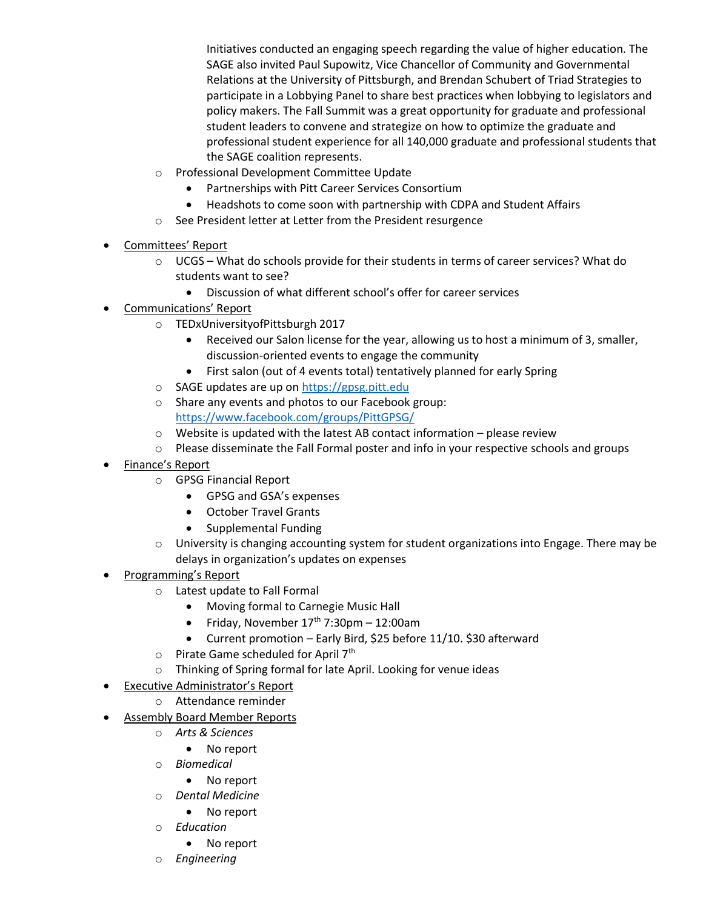Initiatives conducted an engaging speech regarding the value of higher education. The SAGE also invited Paul Supowitz, Vice Chancellor of Community and Governmental Relations at the University of Pittsburgh, and Brendan Schubert of Triad Strategies to participate in a Lobbying Panel to share best practices when lobbying to legislators and policy makers. The Fall Summit was a great opportunity for graduate and professional student leaders to convene and strategize on how to optimize the graduate and professional student experience for all 140,000 graduate and professional students that the SAGE coalition represents.

  - Professional Development Committee Update
    - Partnerships with Pitt Career Services Consortium
    - Headshots to come soon with partnership with CDPA and Student Affairs
  - See President letter at Letter from the President resurgence

- Committees' Report
  - UCGS – What do schools provide for their students in terms of career services? What do students want to see?
    - Discussion of what different school's offer for career services
- Communications' Report
  - TEDxUniversityofPittsburgh 2017
    - Received our Salon license for the year, allowing us to host a minimum of 3, smaller, discussion-oriented events to engage the community
    - First salon (out of 4 events total) tentatively planned for early Spring
  - SAGE updates are up on https://gpsg.pitt.edu
  - Share any events and photos to our Facebook group: https://www.facebook.com/groups/PittGPSG/
  - Website is updated with the latest AB contact information – please review
  - Please disseminate the Fall Formal poster and info in your respective schools and groups
- Finance's Report
  - GPSG Financial Report
    - GPSG and GSA's expenses
    - October Travel Grants
    - Supplemental Funding
  - University is changing accounting system for student organizations into Engage. There may be delays in organization's updates on expenses
- Programming's Report
  - Latest update to Fall Formal
    - Moving formal to Carnegie Music Hall
    - Friday, November 17th 7:30pm – 12:00am
    - Current promotion – Early Bird, $25 before 11/10. $30 afterward
  - Pirate Game scheduled for April 7th
  - Thinking of Spring formal for late April. Looking for venue ideas
- Executive Administrator's Report
  - Attendance reminder
- Assembly Board Member Reports
  - *Arts & Sciences*
    - No report
  - *Biomedical*
    - No report
  - *Dental Medicine*
    - No report
  - *Education*
    - No report
  - *Engineering*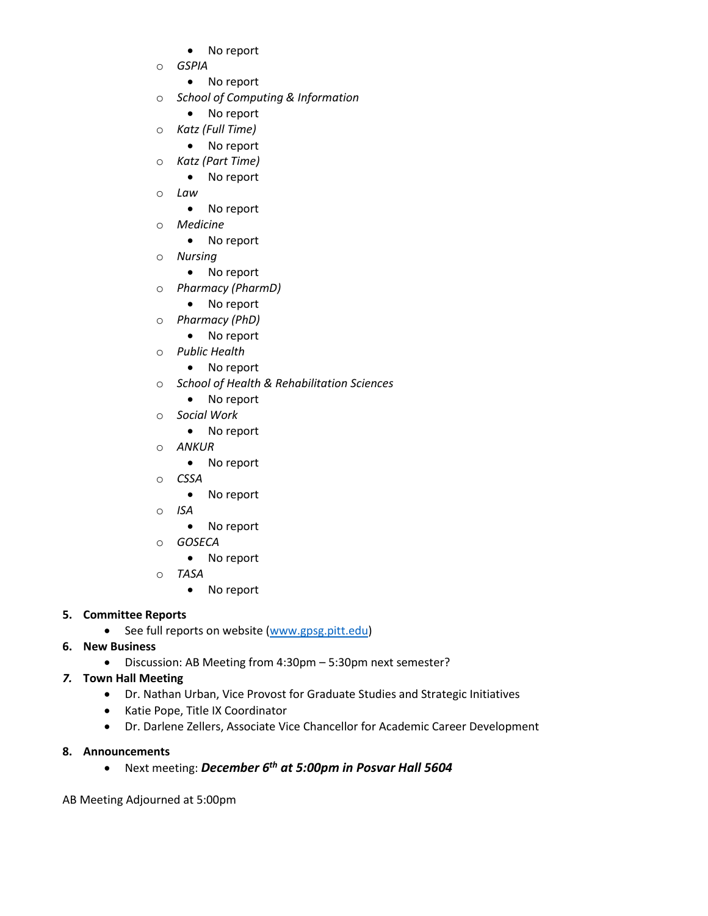- No report
- *GSPIA*
  - No report
- *School of Computing & Information*
  - No report
- *Katz (Full Time)*
  - No report
- *Katz (Part Time)*
  - No report
- *Law*
  - No report
- *Medicine*
  - No report
- *Nursing*
  - No report
- *Pharmacy (PharmD)*
  - No report
- *Pharmacy (PhD)*
  - No report
- *Public Health*
  - No report
- *School of Health & Rehabilitation Sciences*
  - No report
- *Social Work*
  - No report
- *ANKUR*
  - No report
- *CSSA*
  - No report
- *ISA*
  - No report
- *GOSECA*
  - No report
- *TASA*
  - No report

5. **Committee Reports**
   - See full reports on website (www.gpsg.pitt.edu)
6. **New Business**
   - Discussion: AB Meeting from 4:30pm – 5:30pm next semester?
7. **Town Hall Meeting**
   - Dr. Nathan Urban, Vice Provost for Graduate Studies and Strategic Initiatives
   - Katie Pope, Title IX Coordinator
   - Dr. Darlene Zellers, Associate Vice Chancellor for Academic Career Development
8. **Announcements**
   - Next meeting: ***December 6th at 5:00pm in Posvar Hall 5604***

AB Meeting Adjourned at 5:00pm